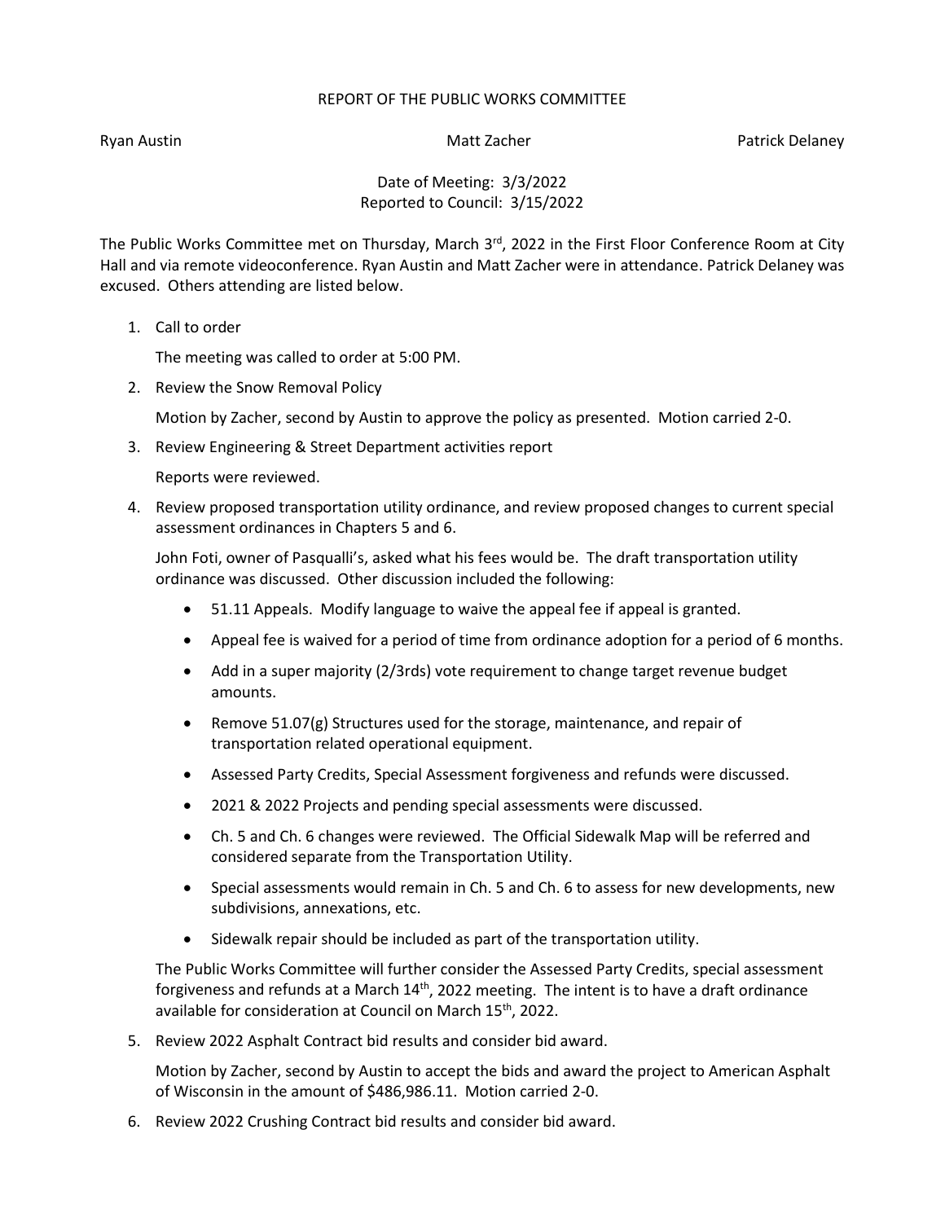# REPORT OF THE PUBLIC WORKS COMMITTEE

Ryan Austin Matt Zacher Patrick Delaney

Date of Meeting: 3/3/2022
Reported to Council: 3/15/2022

The Public Works Committee met on Thursday, March 3rd, 2022 in the First Floor Conference Room at City Hall and via remote videoconference. Ryan Austin and Matt Zacher were in attendance. Patrick Delaney was excused. Others attending are listed below.

1. Call to order

   The meeting was called to order at 5:00 PM.

2. Review the Snow Removal Policy

   Motion by Zacher, second by Austin to approve the policy as presented. Motion carried 2-0.

3. Review Engineering & Street Department activities report

   Reports were reviewed.

4. Review proposed transportation utility ordinance, and review proposed changes to current special assessment ordinances in Chapters 5 and 6.

   John Foti, owner of Pasqualli's, asked what his fees would be. The draft transportation utility ordinance was discussed. Other discussion included the following:

   - 51.11 Appeals. Modify language to waive the appeal fee if appeal is granted.
   - Appeal fee is waived for a period of time from ordinance adoption for a period of 6 months.
   - Add in a super majority (2/3rds) vote requirement to change target revenue budget amounts.
   - Remove 51.07(g) Structures used for the storage, maintenance, and repair of transportation related operational equipment.
   - Assessed Party Credits, Special Assessment forgiveness and refunds were discussed.
   - 2021 & 2022 Projects and pending special assessments were discussed.
   - Ch. 5 and Ch. 6 changes were reviewed. The Official Sidewalk Map will be referred and considered separate from the Transportation Utility.
   - Special assessments would remain in Ch. 5 and Ch. 6 to assess for new developments, new subdivisions, annexations, etc.
   - Sidewalk repair should be included as part of the transportation utility.

   The Public Works Committee will further consider the Assessed Party Credits, special assessment forgiveness and refunds at a March 14th, 2022 meeting. The intent is to have a draft ordinance available for consideration at Council on March 15th, 2022.

5. Review 2022 Asphalt Contract bid results and consider bid award.

   Motion by Zacher, second by Austin to accept the bids and award the project to American Asphalt of Wisconsin in the amount of $486,986.11. Motion carried 2-0.

6. Review 2022 Crushing Contract bid results and consider bid award.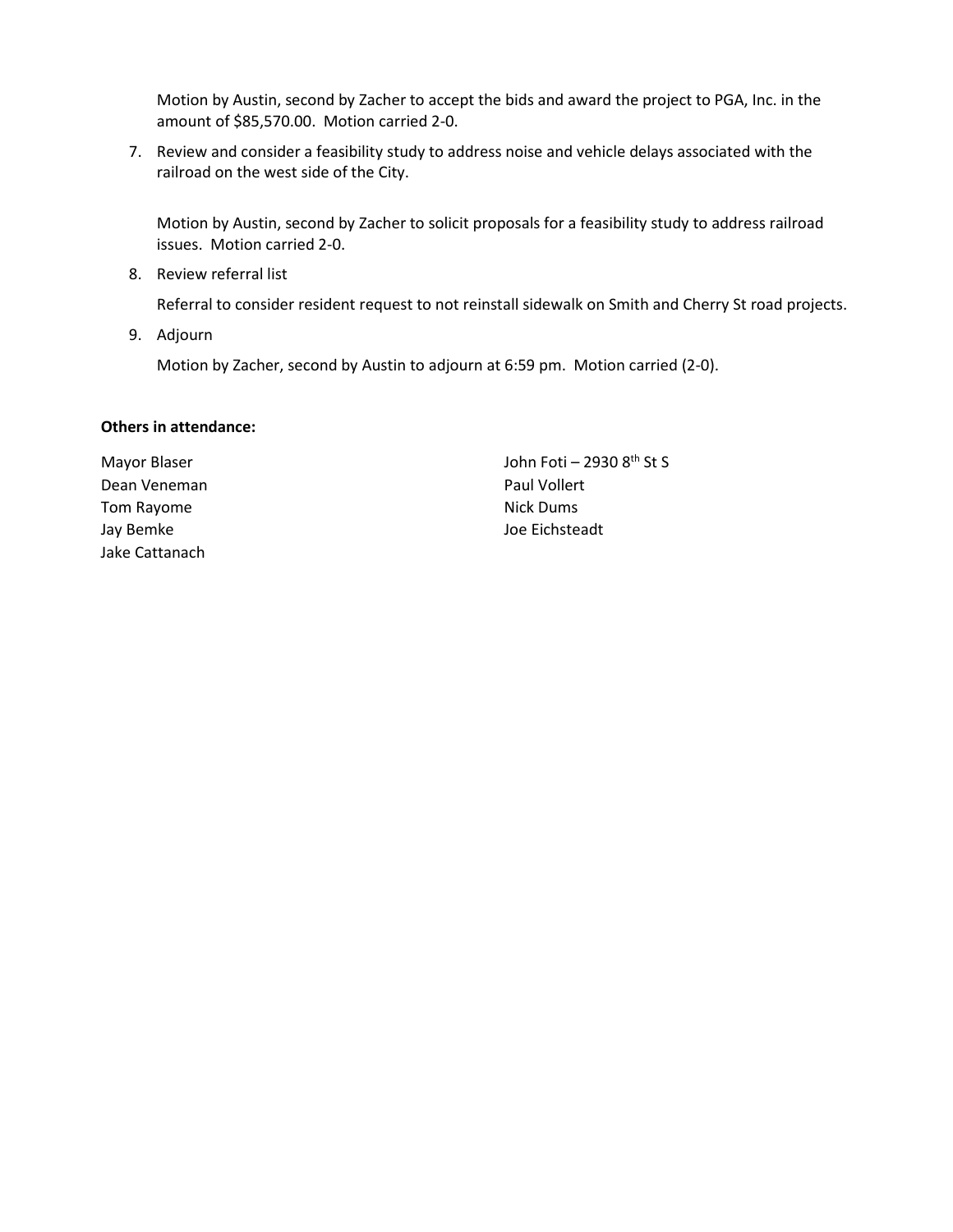Motion by Austin, second by Zacher to accept the bids and award the project to PGA, Inc. in the amount of $85,570.00. Motion carried 2-0.

7. Review and consider a feasibility study to address noise and vehicle delays associated with the railroad on the west side of the City.

   Motion by Austin, second by Zacher to solicit proposals for a feasibility study to address railroad issues. Motion carried 2-0.

8. Review referral list

   Referral to consider resident request to not reinstall sidewalk on Smith and Cherry St road projects.

9. Adjourn

   Motion by Zacher, second by Austin to adjourn at 6:59 pm. Motion carried (2-0).

**Others in attendance:**

Mayor Blaser
Dean Veneman
Tom Rayome
Jay Bemke
Jake Cattanach
John Foti – 2930 8th St S
Paul Vollert
Nick Dums
Joe Eichsteadt